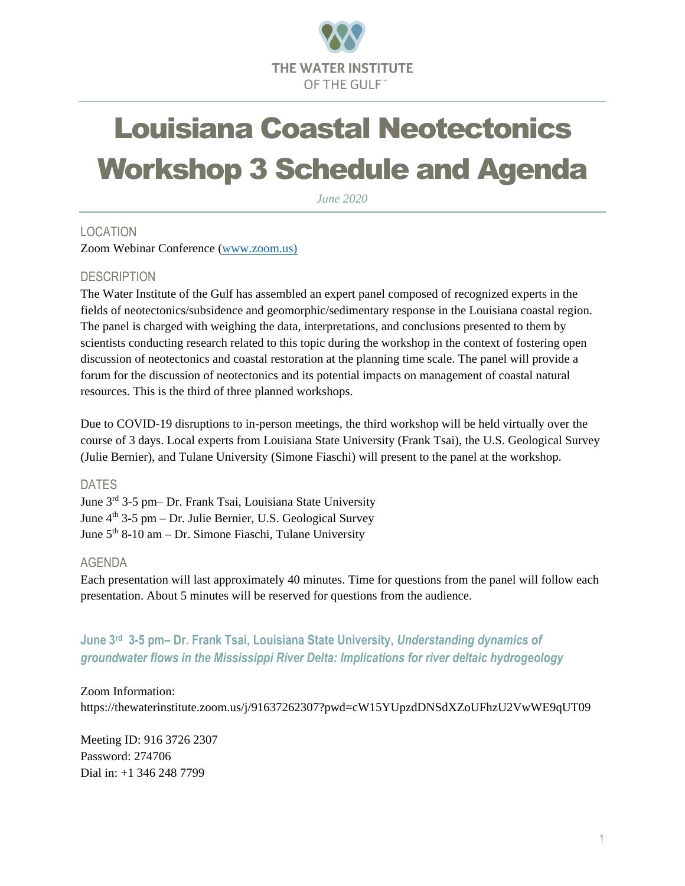THE WATER INSTITUTE OF THE GULF™

# Louisiana Coastal Neotectonics Workshop 3 Schedule and Agenda

*June 2020*

## LOCATION

Zoom Webinar Conference (www.zoom.us)

## DESCRIPTION

The Water Institute of the Gulf has assembled an expert panel composed of recognized experts in the fields of neotectonics/subsidence and geomorphic/sedimentary response in the Louisiana coastal region. The panel is charged with weighing the data, interpretations, and conclusions presented to them by scientists conducting research related to this topic during the workshop in the context of fostering open discussion of neotectonics and coastal restoration at the planning time scale. The panel will provide a forum for the discussion of neotectonics and its potential impacts on management of coastal natural resources. This is the third of three planned workshops.

Due to COVID-19 disruptions to in-person meetings, the third workshop will be held virtually over the course of 3 days. Local experts from Louisiana State University (Frank Tsai), the U.S. Geological Survey (Julie Bernier), and Tulane University (Simone Fiaschi) will present to the panel at the workshop.

## DATES

June 3rd 3-5 pm– Dr. Frank Tsai, Louisiana State University  
June 4th 3-5 pm – Dr. Julie Bernier, U.S. Geological Survey  
June 5th 8-10 am – Dr. Simone Fiaschi, Tulane University

## AGENDA

Each presentation will last approximately 40 minutes. Time for questions from the panel will follow each presentation. About 5 minutes will be reserved for questions from the audience.

### June 3rd 3-5 pm– Dr. Frank Tsai, Louisiana State University, *Understanding dynamics of groundwater flows in the Mississippi River Delta: Implications for river deltaic hydrogeology*

Zoom Information:  
https://thewaterinstitute.zoom.us/j/91637262307?pwd=cW15YUpzdDNSdXZoUFhzU2VwWE9qUT09

Meeting ID: 916 3726 2307  
Password: 274706  
Dial in: +1 346 248 7799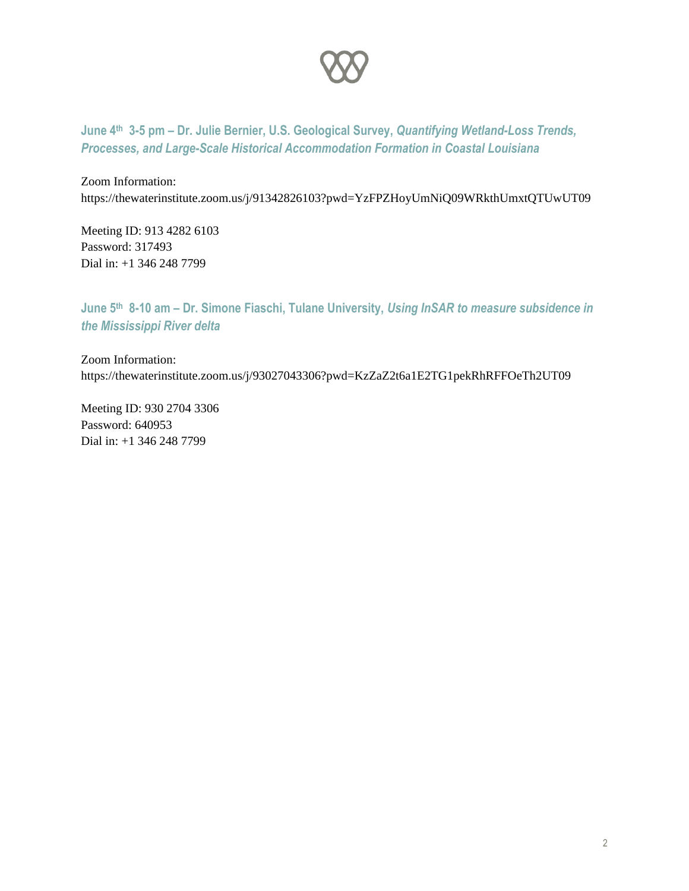### June 4th 3-5 pm – Dr. Julie Bernier, U.S. Geological Survey, *Quantifying Wetland-Loss Trends, Processes, and Large-Scale Historical Accommodation Formation in Coastal Louisiana*

Zoom Information:
https://thewaterinstitute.zoom.us/j/91342826103?pwd=YzFPZHoyUmNiQ09WRkthUmxtQTUwUT09

Meeting ID: 913 4282 6103
Password: 317493
Dial in: +1 346 248 7799

### June 5th 8-10 am – Dr. Simone Fiaschi, Tulane University, *Using InSAR to measure subsidence in the Mississippi River delta*

Zoom Information:
https://thewaterinstitute.zoom.us/j/93027043306?pwd=KzZaZ2t6a1E2TG1pekRhRFFOeTh2UT09

Meeting ID: 930 2704 3306
Password: 640953
Dial in: +1 346 248 7799